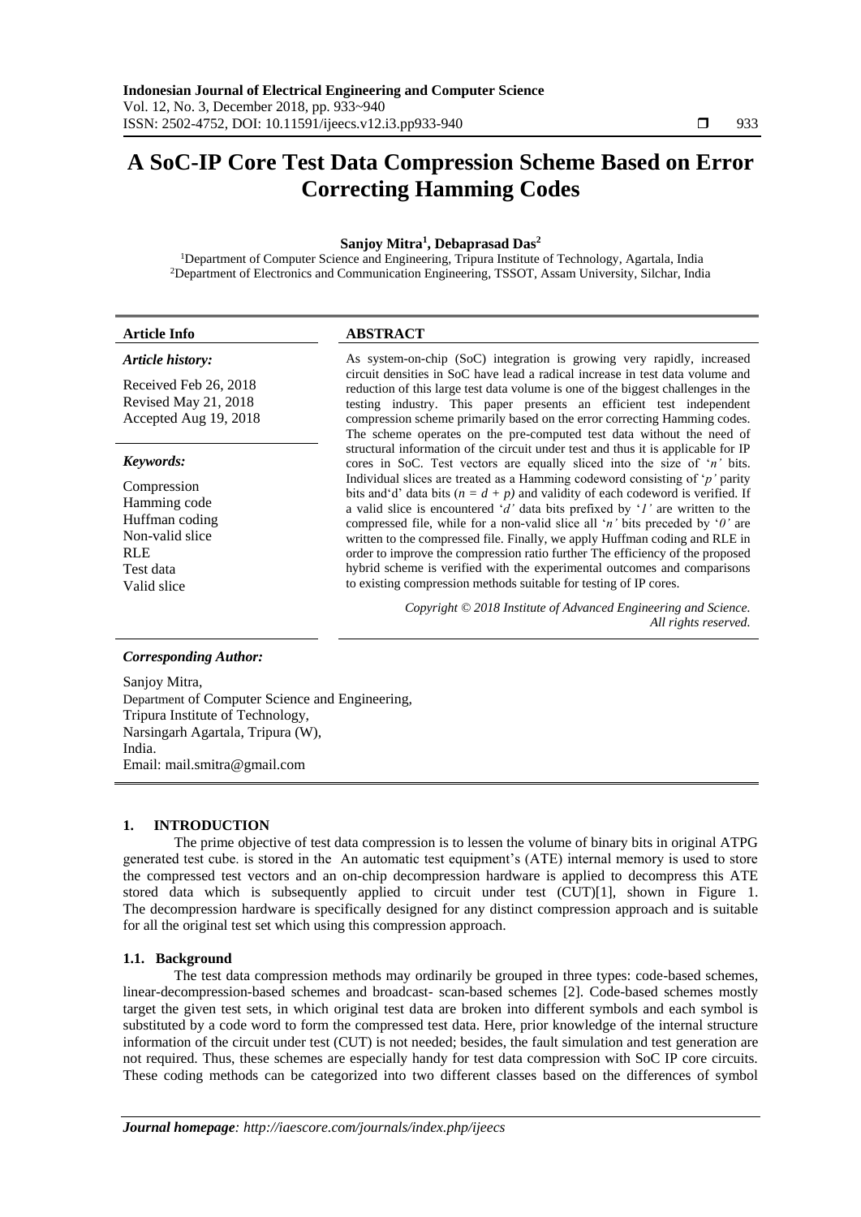# A SoC-IP Core Test Data Compression Scheme Based on Error Correcting Hamming Codes

**Sanjoy Mitra[1], Debaprasad Das[2]**

[1]Department of Computer Science and Engineering, Tripura Institute of Technology, Agartala, India
[2]Department of Electronics and Communication Engineering, TSSOT, Assam University, Silchar, India

**Article Info**

*Article history:*

Received Feb 26, 2018
Revised May 21, 2018
Accepted Aug 19, 2018

*Keywords:*

Compression
Hamming code
Huffman coding
Non-valid slice
RLE
Test data
Valid slice

**ABSTRACT**

As system-on-chip (SoC) integration is growing very rapidly, increased circuit densities in SoC have lead a radical increase in test data volume and reduction of this large test data volume is one of the biggest challenges in the testing industry. This paper presents an efficient test independent compression scheme primarily based on the error correcting Hamming codes. The scheme operates on the pre-computed test data without the need of structural information of the circuit under test and thus it is applicable for IP cores in SoC. Test vectors are equally sliced into the size of '*n'* bits. Individual slices are treated as a Hamming codeword consisting of '*p'* parity bits and'd' data bits ($n = d + p$) and validity of each codeword is verified. If a valid slice is encountered '*d'* data bits prefixed by '*1'* are written to the compressed file, while for a non-valid slice all '*n'* bits preceded by '*0'* are written to the compressed file. Finally, we apply Huffman coding and RLE in order to improve the compression ratio further The efficiency of the proposed hybrid scheme is verified with the experimental outcomes and comparisons to existing compression methods suitable for testing of IP cores.

*Copyright © 2018 Institute of Advanced Engineering and Science. All rights reserved.*

***Corresponding Author:***

Sanjoy Mitra,
Department of Computer Science and Engineering,
Tripura Institute of Technology,
Narsingarh Agartala, Tripura (W),
India.
Email: mail.smitra@gmail.com

## 1. INTRODUCTION

The prime objective of test data compression is to lessen the volume of binary bits in original ATPG generated test cube. is stored in the An automatic test equipment's (ATE) internal memory is used to store the compressed test vectors and an on-chip decompression hardware is applied to decompress this ATE stored data which is subsequently applied to circuit under test (CUT)[1], shown in Figure 1. The decompression hardware is specifically designed for any distinct compression approach and is suitable for all the original test set which using this compression approach.

### 1.1. Background

The test data compression methods may ordinarily be grouped in three types: code-based schemes, linear-decompression-based schemes and broadcast- scan-based schemes [2]. Code-based schemes mostly target the given test sets, in which original test data are broken into different symbols and each symbol is substituted by a code word to form the compressed test data. Here, prior knowledge of the internal structure information of the circuit under test (CUT) is not needed; besides, the fault simulation and test generation are not required. Thus, these schemes are especially handy for test data compression with SoC IP core circuits. These coding methods can be categorized into two different classes based on the differences of symbol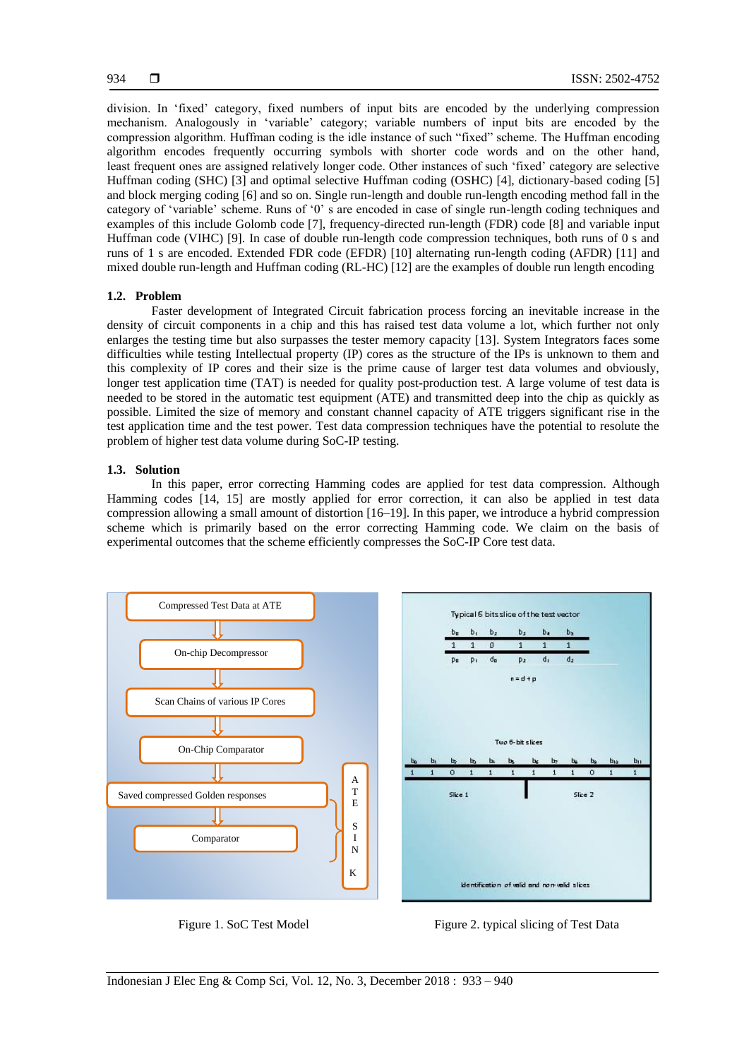division. In 'fixed' category, fixed numbers of input bits are encoded by the underlying compression mechanism. Analogously in 'variable' category; variable numbers of input bits are encoded by the compression algorithm. Huffman coding is the idle instance of such "fixed" scheme. The Huffman encoding algorithm encodes frequently occurring symbols with shorter code words and on the other hand, least frequent ones are assigned relatively longer code. Other instances of such 'fixed' category are selective Huffman coding (SHC) [3] and optimal selective Huffman coding (OSHC) [4], dictionary-based coding [5] and block merging coding [6] and so on. Single run-length and double run-length encoding method fall in the category of 'variable' scheme. Runs of '0' s are encoded in case of single run-length coding techniques and examples of this include Golomb code [7], frequency-directed run-length (FDR) code [8] and variable input Huffman code (VIHC) [9]. In case of double run-length code compression techniques, both runs of 0 s and runs of 1 s are encoded. Extended FDR code (EFDR) [10] alternating run-length coding (AFDR) [11] and mixed double run-length and Huffman coding (RL-HC) [12] are the examples of double run length encoding

### 1.2. Problem

Faster development of Integrated Circuit fabrication process forcing an inevitable increase in the density of circuit components in a chip and this has raised test data volume a lot, which further not only enlarges the testing time but also surpasses the tester memory capacity [13]. System Integrators faces some difficulties while testing Intellectual property (IP) cores as the structure of the IPs is unknown to them and this complexity of IP cores and their size is the prime cause of larger test data volumes and obviously, longer test application time (TAT) is needed for quality post-production test. A large volume of test data is needed to be stored in the automatic test equipment (ATE) and transmitted deep into the chip as quickly as possible. Limited the size of memory and constant channel capacity of ATE triggers significant rise in the test application time and the test power. Test data compression techniques have the potential to resolute the problem of higher test data volume during SoC-IP testing.

### 1.3. Solution

In this paper, error correcting Hamming codes are applied for test data compression. Although Hamming codes [14, 15] are mostly applied for error correction, it can also be applied in test data compression allowing a small amount of distortion [16–19]. In this paper, we introduce a hybrid compression scheme which is primarily based on the error correcting Hamming code. We claim on the basis of experimental outcomes that the scheme efficiently compresses the SoC-IP Core test data.

Figure 1. SoC Test Model

Figure 2. typical slicing of Test Data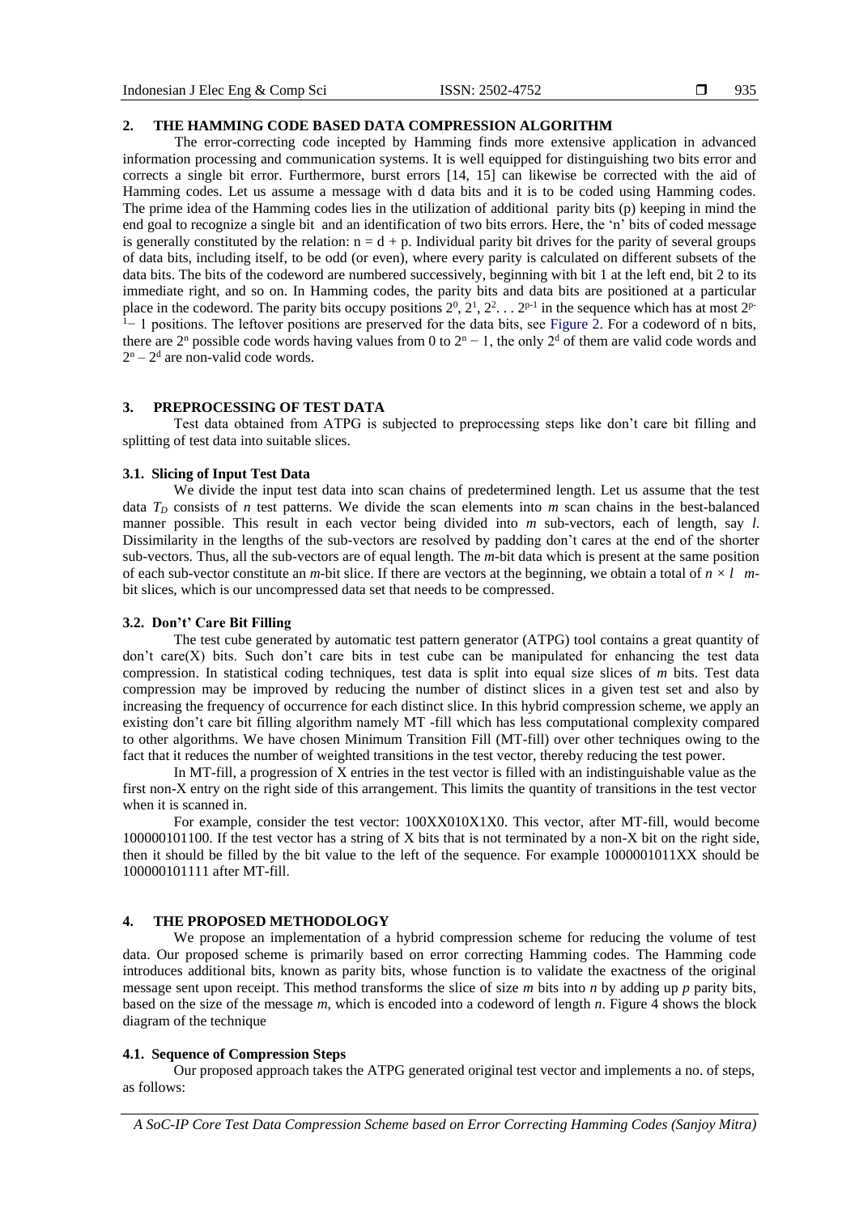## 2. THE HAMMING CODE BASED DATA COMPRESSION ALGORITHM

The error-correcting code incepted by Hamming finds more extensive application in advanced information processing and communication systems. It is well equipped for distinguishing two bits error and corrects a single bit error. Furthermore, burst errors [14, 15] can likewise be corrected with the aid of Hamming codes. Let us assume a message with d data bits and it is to be coded using Hamming codes. The prime idea of the Hamming codes lies in the utilization of additional parity bits (p) keeping in mind the end goal to recognize a single bit and an identification of two bits errors. Here, the 'n' bits of coded message is generally constituted by the relation: $n = d + p$. Individual parity bit drives for the parity of several groups of data bits, including itself, to be odd (or even), where every parity is calculated on different subsets of the data bits. The bits of the codeword are numbered successively, beginning with bit 1 at the left end, bit 2 to its immediate right, and so on. In Hamming codes, the parity bits and data bits are positioned at a particular place in the codeword. The parity bits occupy positions $2^0, 2^1, 2^2 \ldots 2^{p-1}$ in the sequence which has at most $2^{p-1} - 1$ positions. The leftover positions are preserved for the data bits, see Figure 2. For a codeword of n bits, there are $2^n$ possible code words having values from 0 to $2^n - 1$, the only $2^d$ of them are valid code words and $2^n - 2^d$ are non-valid code words.

## 3. PREPROCESSING OF TEST DATA

Test data obtained from ATPG is subjected to preprocessing steps like don't care bit filling and splitting of test data into suitable slices.

### 3.1. Slicing of Input Test Data

We divide the input test data into scan chains of predetermined length. Let us assume that the test data $T_D$ consists of *n* test patterns. We divide the scan elements into *m* scan chains in the best-balanced manner possible. This result in each vector being divided into *m* sub-vectors, each of length, say *l*. Dissimilarity in the lengths of the sub-vectors are resolved by padding don't cares at the end of the shorter sub-vectors. Thus, all the sub-vectors are of equal length. The *m*-bit data which is present at the same position of each sub-vector constitute an *m*-bit slice. If there are vectors at the beginning, we obtain a total of $n \times l$ *m*-bit slices, which is our uncompressed data set that needs to be compressed.

### 3.2. Don't' Care Bit Filling

The test cube generated by automatic test pattern generator (ATPG) tool contains a great quantity of don't care(X) bits. Such don't care bits in test cube can be manipulated for enhancing the test data compression. In statistical coding techniques, test data is split into equal size slices of *m* bits. Test data compression may be improved by reducing the number of distinct slices in a given test set and also by increasing the frequency of occurrence for each distinct slice. In this hybrid compression scheme, we apply an existing don't care bit filling algorithm namely MT -fill which has less computational complexity compared to other algorithms. We have chosen Minimum Transition Fill (MT-fill) over other techniques owing to the fact that it reduces the number of weighted transitions in the test vector, thereby reducing the test power.

In MT-fill, a progression of X entries in the test vector is filled with an indistinguishable value as the first non-X entry on the right side of this arrangement. This limits the quantity of transitions in the test vector when it is scanned in.

For example, consider the test vector: 100XX010X1X0. This vector, after MT-fill, would become 100000101100. If the test vector has a string of X bits that is not terminated by a non-X bit on the right side, then it should be filled by the bit value to the left of the sequence. For example 1000001011XX should be 100000101111 after MT-fill.

## 4. THE PROPOSED METHODOLOGY

We propose an implementation of a hybrid compression scheme for reducing the volume of test data. Our proposed scheme is primarily based on error correcting Hamming codes. The Hamming code introduces additional bits, known as parity bits, whose function is to validate the exactness of the original message sent upon receipt. This method transforms the slice of size *m* bits into *n* by adding up *p* parity bits, based on the size of the message *m*, which is encoded into a codeword of length *n*. Figure 4 shows the block diagram of the technique

### 4.1. Sequence of Compression Steps

Our proposed approach takes the ATPG generated original test vector and implements a no. of steps, as follows: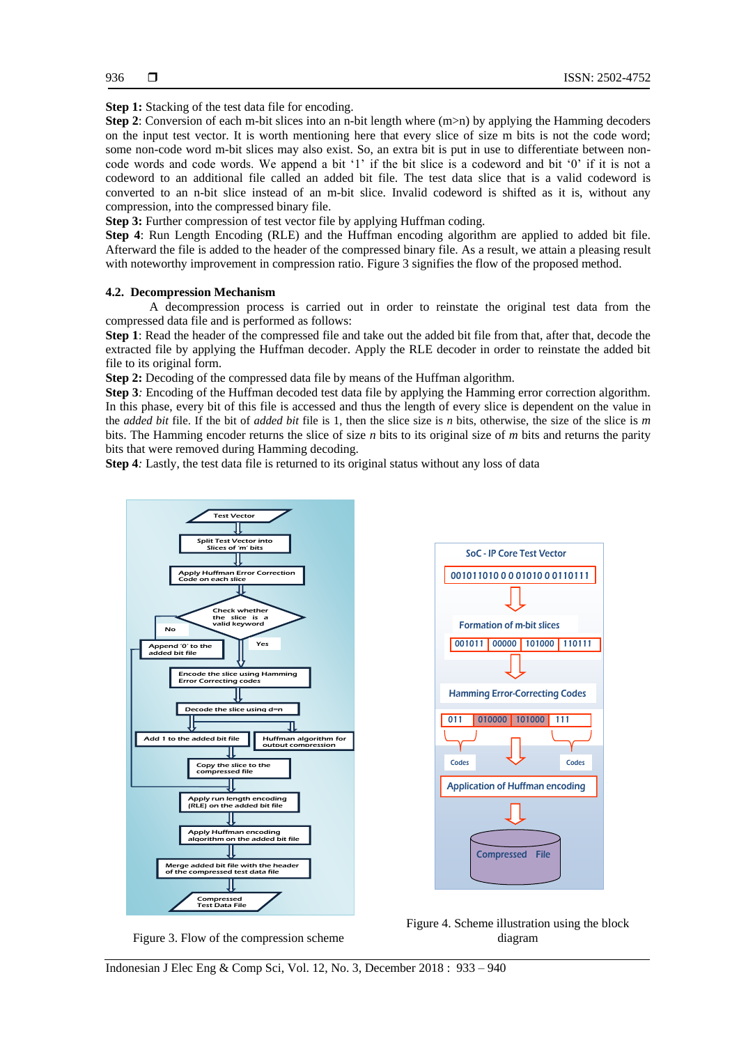**Step 1:** Stacking of the test data file for encoding.

**Step 2**: Conversion of each m-bit slices into an n-bit length where (m>n) by applying the Hamming decoders on the input test vector. It is worth mentioning here that every slice of size m bits is not the code word; some non-code word m-bit slices may also exist. So, an extra bit is put in use to differentiate between non-code words and code words. We append a bit '1' if the bit slice is a codeword and bit '0' if it is not a codeword to an additional file called an added bit file. The test data slice that is a valid codeword is converted to an n-bit slice instead of an m-bit slice. Invalid codeword is shifted as it is, without any compression, into the compressed binary file.

**Step 3:** Further compression of test vector file by applying Huffman coding.

**Step 4**: Run Length Encoding (RLE) and the Huffman encoding algorithm are applied to added bit file. Afterward the file is added to the header of the compressed binary file. As a result, we attain a pleasing result with noteworthy improvement in compression ratio. Figure 3 signifies the flow of the proposed method.

### 4.2. Decompression Mechanism

A decompression process is carried out in order to reinstate the original test data from the compressed data file and is performed as follows:

**Step 1**: Read the header of the compressed file and take out the added bit file from that, after that, decode the extracted file by applying the Huffman decoder. Apply the RLE decoder in order to reinstate the added bit file to its original form.

**Step 2:** Decoding of the compressed data file by means of the Huffman algorithm.

**Step 3***:* Encoding of the Huffman decoded test data file by applying the Hamming error correction algorithm. In this phase, every bit of this file is accessed and thus the length of every slice is dependent on the value in the *added bit* file. If the bit of *added bit* file is 1, then the slice size is *n* bits, otherwise, the size of the slice is *m* bits. The Hamming encoder returns the slice of size *n* bits to its original size of *m* bits and returns the parity bits that were removed during Hamming decoding.

**Step 4***:* Lastly, the test data file is returned to its original status without any loss of data

Figure 3. Flow of the compression scheme

Figure 4. Scheme illustration using the block diagram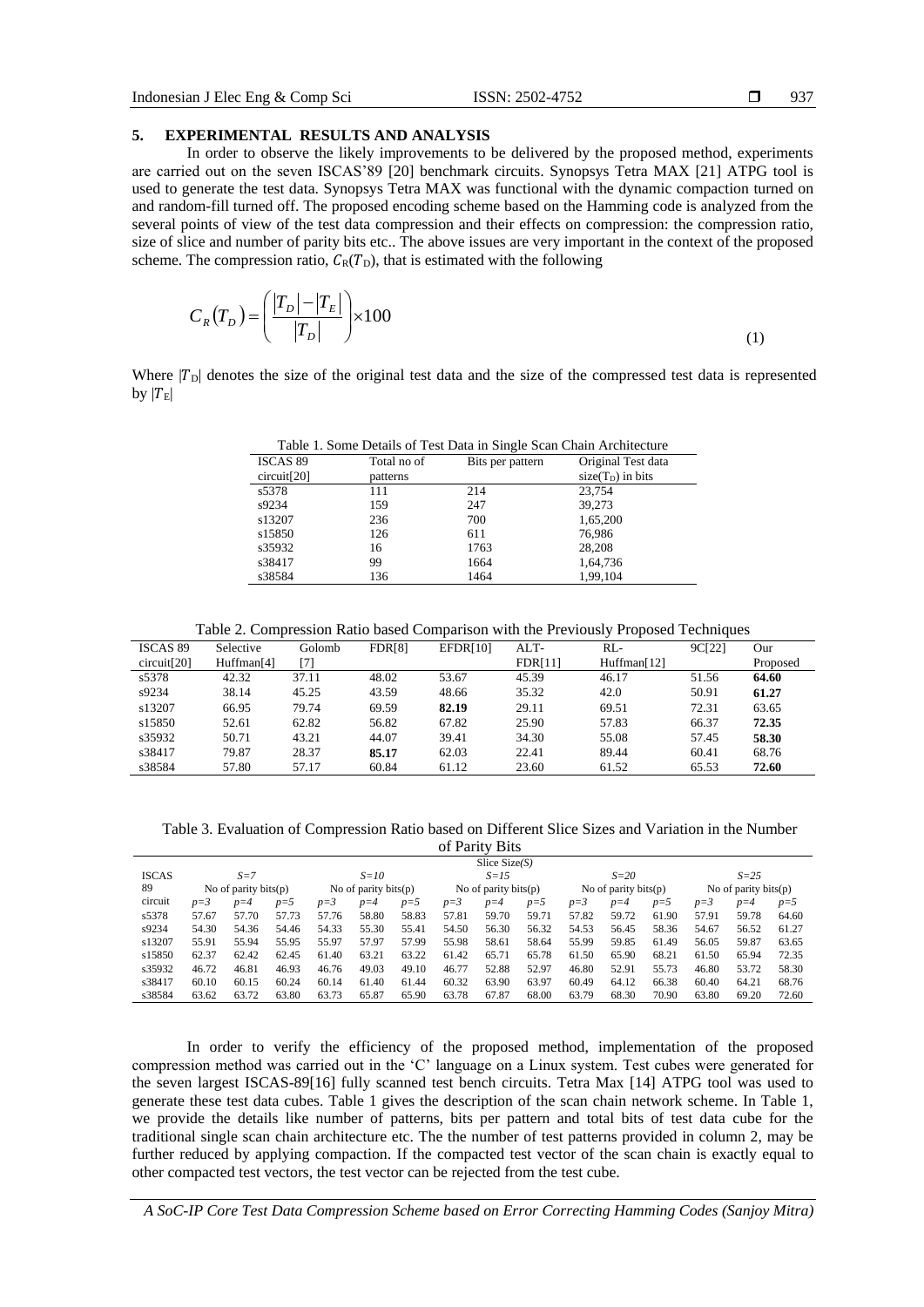## 5. EXPERIMENTAL RESULTS AND ANALYSIS

In order to observe the likely improvements to be delivered by the proposed method, experiments are carried out on the seven ISCAS'89 [20] benchmark circuits. Synopsys Tetra MAX [21] ATPG tool is used to generate the test data. Synopsys Tetra MAX was functional with the dynamic compaction turned on and random-fill turned off. The proposed encoding scheme based on the Hamming code is analyzed from the several points of view of the test data compression and their effects on compression: the compression ratio, size of slice and number of parity bits etc.. The above issues are very important in the context of the proposed scheme. The compression ratio, $C_R(T_D)$, that is estimated with the following

$$C_R(T_D) = \left( \frac{|T_D| - |T_E|}{|T_D|} \right) \times 100 \tag{1}$$

Where $|T_D|$ denotes the size of the original test data and the size of the compressed test data is represented by $|T_E|$

Table 1. Some Details of Test Data in Single Scan Chain Architecture

| ISCAS 89 circuit[20] | Total no of patterns | Bits per pattern | Original Test data size($T_D$) in bits |
|---|---|---|---|
| s5378 | 111 | 214 | 23,754 |
| s9234 | 159 | 247 | 39,273 |
| s13207 | 236 | 700 | 1,65,200 |
| s15850 | 126 | 611 | 76,986 |
| s35932 | 16 | 1763 | 28,208 |
| s38417 | 99 | 1664 | 1,64,736 |
| s38584 | 136 | 1464 | 1,99,104 |

Table 2. Compression Ratio based Comparison with the Previously Proposed Techniques

| ISCAS 89 circuit[20] | Selective Huffman[4] | Golomb [7] | FDR[8] | EFDR[10] | ALT-FDR[11] | RL-Huffman[12] | 9C[22] | Our Proposed |
|---|---|---|---|---|---|---|---|---|
| s5378 | 42.32 | 37.11 | 48.02 | 53.67 | 45.39 | 46.17 | 51.56 | **64.60** |
| s9234 | 38.14 | 45.25 | 43.59 | 48.66 | 35.32 | 42.0 | 50.91 | **61.27** |
| s13207 | 66.95 | 79.74 | 69.59 | **82.19** | 29.11 | 69.51 | 72.31 | 63.65 |
| s15850 | 52.61 | 62.82 | 56.82 | 67.82 | 25.90 | 57.83 | 66.37 | **72.35** |
| s35932 | 50.71 | 43.21 | 44.07 | 39.41 | 34.30 | 55.08 | 57.45 | **58.30** |
| s38417 | 79.87 | 28.37 | **85.17** | 62.03 | 22.41 | 89.44 | 60.41 | 68.76 |
| s38584 | 57.80 | 57.17 | 60.84 | 61.12 | 23.60 | 61.52 | 65.53 | **72.60** |

Table 3. Evaluation of Compression Ratio based on Different Slice Sizes and Variation in the Number of Parity Bits

| ISCAS 89 circuit | Slice Size(*S*) | | | | | | | | | | | | | | |
|---|---|---|---|---|---|---|---|---|---|---|---|---|---|---|---|
| | *S=7* | | | *S=10* | | | *S=15* | | | *S=20* | | | *S=25* | | |
| | No of parity bits(p) | | | No of parity bits(p) | | | No of parity bits(p) | | | No of parity bits(p) | | | No of parity bits(p) | | |
| | *p=3* | *p=4* | *p=5* | *p=3* | *p=4* | *p=5* | *p=3* | *p=4* | *p=5* | *p=3* | *p=4* | *p=5* | *p=3* | *p=4* | *p=5* |
| s5378 | 57.67 | 57.70 | 57.73 | 57.76 | 58.80 | 58.83 | 57.81 | 59.70 | 59.71 | 57.82 | 59.72 | 61.90 | 57.91 | 59.78 | 64.60 |
| s9234 | 54.30 | 54.36 | 54.46 | 54.33 | 55.30 | 55.41 | 54.50 | 56.30 | 56.32 | 54.53 | 56.45 | 58.36 | 54.67 | 56.52 | 61.27 |
| s13207 | 55.91 | 55.94 | 55.95 | 55.97 | 57.97 | 57.99 | 55.98 | 58.61 | 58.64 | 55.99 | 59.85 | 61.49 | 56.05 | 59.87 | 63.65 |
| s15850 | 62.37 | 62.42 | 62.45 | 61.40 | 63.21 | 63.22 | 61.42 | 65.71 | 65.78 | 61.50 | 65.90 | 68.21 | 61.50 | 65.94 | 72.35 |
| s35932 | 46.72 | 46.81 | 46.93 | 46.76 | 49.03 | 49.10 | 46.77 | 52.88 | 52.97 | 46.80 | 52.91 | 55.73 | 46.80 | 53.72 | 58.30 |
| s38417 | 60.10 | 60.15 | 60.24 | 60.14 | 61.40 | 61.44 | 60.32 | 63.90 | 63.97 | 60.49 | 64.12 | 66.38 | 60.40 | 64.21 | 68.76 |
| s38584 | 63.62 | 63.72 | 63.80 | 63.73 | 65.87 | 65.90 | 63.78 | 67.87 | 68.00 | 63.79 | 68.30 | 70.90 | 63.80 | 69.20 | 72.60 |

In order to verify the efficiency of the proposed method, implementation of the proposed compression method was carried out in the 'C' language on a Linux system. Test cubes were generated for the seven largest ISCAS-89[16] fully scanned test bench circuits. Tetra Max [14] ATPG tool was used to generate these test data cubes. Table 1 gives the description of the scan chain network scheme. In Table 1, we provide the details like number of patterns, bits per pattern and total bits of test data cube for the traditional single scan chain architecture etc. The the number of test patterns provided in column 2, may be further reduced by applying compaction. If the compacted test vector of the scan chain is exactly equal to other compacted test vectors, the test vector can be rejected from the test cube.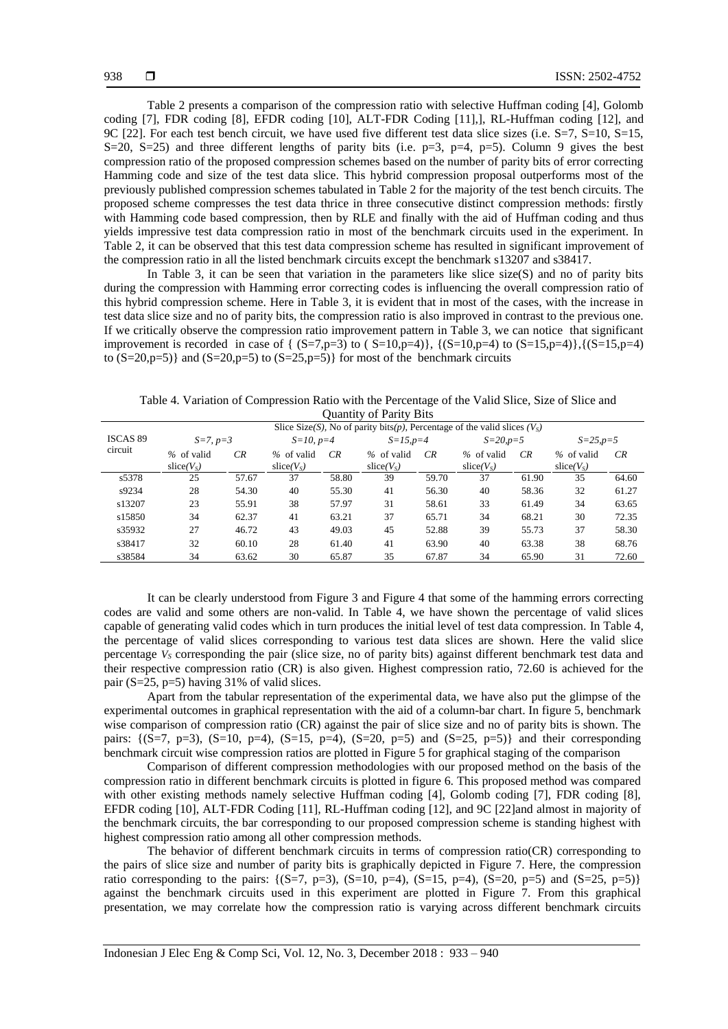Table 2 presents a comparison of the compression ratio with selective Huffman coding [4], Golomb coding [7], FDR coding [8], EFDR coding [10], ALT-FDR Coding [11],], RL-Huffman coding [12], and 9C [22]. For each test bench circuit, we have used five different test data slice sizes (i.e. S=7, S=10, S=15, S=20, S=25) and three different lengths of parity bits (i.e. p=3, p=4, p=5). Column 9 gives the best compression ratio of the proposed compression schemes based on the number of parity bits of error correcting Hamming code and size of the test data slice. This hybrid compression proposal outperforms most of the previously published compression schemes tabulated in Table 2 for the majority of the test bench circuits. The proposed scheme compresses the test data thrice in three consecutive distinct compression methods: firstly with Hamming code based compression, then by RLE and finally with the aid of Huffman coding and thus yields impressive test data compression ratio in most of the benchmark circuits used in the experiment. In Table 2, it can be observed that this test data compression scheme has resulted in significant improvement of the compression ratio in all the listed benchmark circuits except the benchmark s13207 and s38417.

In Table 3, it can be seen that variation in the parameters like slice size(S) and no of parity bits during the compression with Hamming error correcting codes is influencing the overall compression ratio of this hybrid compression scheme. Here in Table 3, it is evident that in most of the cases, with the increase in test data slice size and no of parity bits, the compression ratio is also improved in contrast to the previous one. If we critically observe the compression ratio improvement pattern in Table 3, we can notice that significant improvement is recorded in case of { (S=7,p=3) to ( S=10,p=4)}, {(S=10,p=4) to (S=15,p=4)},{(S=15,p=4) to (S=20,p=5)} and (S=20,p=5) to (S=25,p=5)} for most of the benchmark circuits

Table 4. Variation of Compression Ratio with the Percentage of the Valid Slice, Size of Slice and Quantity of Parity Bits

| ISCAS 89 circuit | Slice Size*(S)*, No of parity bits*(p)*, Percentage of the valid slices $(V_S)$ | | | | | | | | | |
|---|---|---|---|---|---|---|---|---|---|---|
| | *S=7, p=3* | | *S=10, p=4* | | *S=15,p=4* | | *S=20,p=5* | | *S=25,p=5* | |
| | % of valid slice$(V_S)$ | *CR* | % of valid slice$(V_S)$ | *CR* | % of valid slice$(V_S)$ | *CR* | % of valid slice$(V_S)$ | *CR* | % of valid slice$(V_S)$ | *CR* |
| s5378 | 25 | 57.67 | 37 | 58.80 | 39 | 59.70 | 37 | 61.90 | 35 | 64.60 |
| s9234 | 28 | 54.30 | 40 | 55.30 | 41 | 56.30 | 40 | 58.36 | 32 | 61.27 |
| s13207 | 23 | 55.91 | 38 | 57.97 | 31 | 58.61 | 33 | 61.49 | 34 | 63.65 |
| s15850 | 34 | 62.37 | 41 | 63.21 | 37 | 65.71 | 34 | 68.21 | 30 | 72.35 |
| s35932 | 27 | 46.72 | 43 | 49.03 | 45 | 52.88 | 39 | 55.73 | 37 | 58.30 |
| s38417 | 32 | 60.10 | 28 | 61.40 | 41 | 63.90 | 40 | 63.38 | 38 | 68.76 |
| s38584 | 34 | 63.62 | 30 | 65.87 | 35 | 67.87 | 34 | 65.90 | 31 | 72.60 |

It can be clearly understood from Figure 3 and Figure 4 that some of the hamming errors correcting codes are valid and some others are non-valid. In Table 4, we have shown the percentage of valid slices capable of generating valid codes which in turn produces the initial level of test data compression. In Table 4, the percentage of valid slices corresponding to various test data slices are shown. Here the valid slice percentage $V_S$ corresponding the pair (slice size, no of parity bits) against different benchmark test data and their respective compression ratio (CR) is also given. Highest compression ratio, 72.60 is achieved for the pair (S=25, p=5) having 31% of valid slices.

Apart from the tabular representation of the experimental data, we have also put the glimpse of the experimental outcomes in graphical representation with the aid of a column-bar chart. In figure 5, benchmark wise comparison of compression ratio (CR) against the pair of slice size and no of parity bits is shown. The pairs: {(S=7, p=3), (S=10, p=4), (S=15, p=4), (S=20, p=5) and (S=25, p=5)} and their corresponding benchmark circuit wise compression ratios are plotted in Figure 5 for graphical staging of the comparison

Comparison of different compression methodologies with our proposed method on the basis of the compression ratio in different benchmark circuits is plotted in figure 6. This proposed method was compared with other existing methods namely selective Huffman coding [4], Golomb coding [7], FDR coding [8], EFDR coding [10], ALT-FDR Coding [11], RL-Huffman coding [12], and 9C [22]and almost in majority of the benchmark circuits, the bar corresponding to our proposed compression scheme is standing highest with highest compression ratio among all other compression methods.

The behavior of different benchmark circuits in terms of compression ratio(CR) corresponding to the pairs of slice size and number of parity bits is graphically depicted in Figure 7. Here, the compression ratio corresponding to the pairs: {(S=7, p=3), (S=10, p=4), (S=15, p=4), (S=20, p=5) and (S=25, p=5)} against the benchmark circuits used in this experiment are plotted in Figure 7. From this graphical presentation, we may correlate how the compression ratio is varying across different benchmark circuits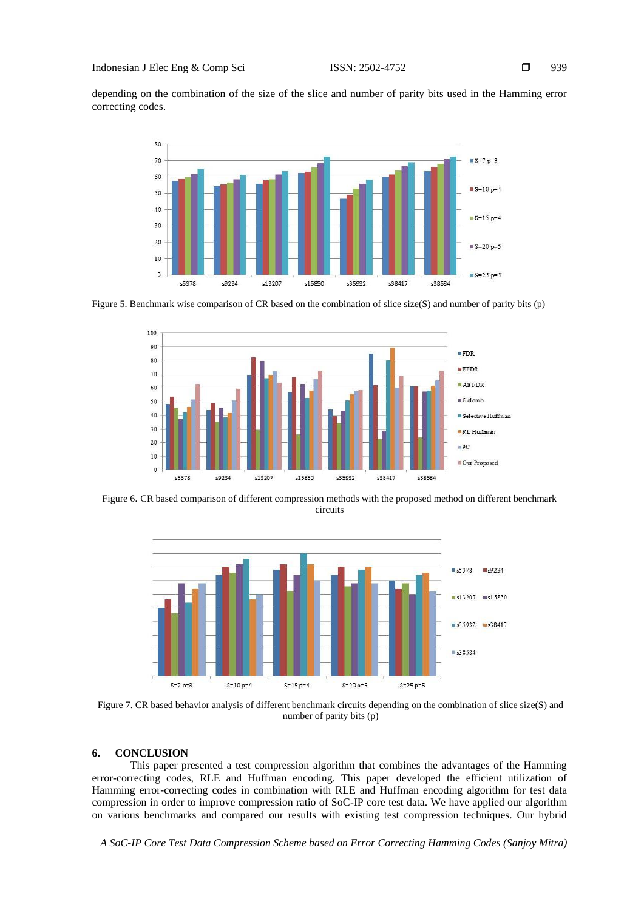depending on the combination of the size of the slice and number of parity bits used in the Hamming error correcting codes.

Figure 5. Benchmark wise comparison of CR based on the combination of slice size(S) and number of parity bits (p)

Figure 6. CR based comparison of different compression methods with the proposed method on different benchmark circuits

Figure 7. CR based behavior analysis of different benchmark circuits depending on the combination of slice size(S) and number of parity bits (p)

## 6. CONCLUSION

This paper presented a test compression algorithm that combines the advantages of the Hamming error-correcting codes, RLE and Huffman encoding. This paper developed the efficient utilization of Hamming error-correcting codes in combination with RLE and Huffman encoding algorithm for test data compression in order to improve compression ratio of SoC-IP core test data. We have applied our algorithm on various benchmarks and compared our results with existing test compression techniques. Our hybrid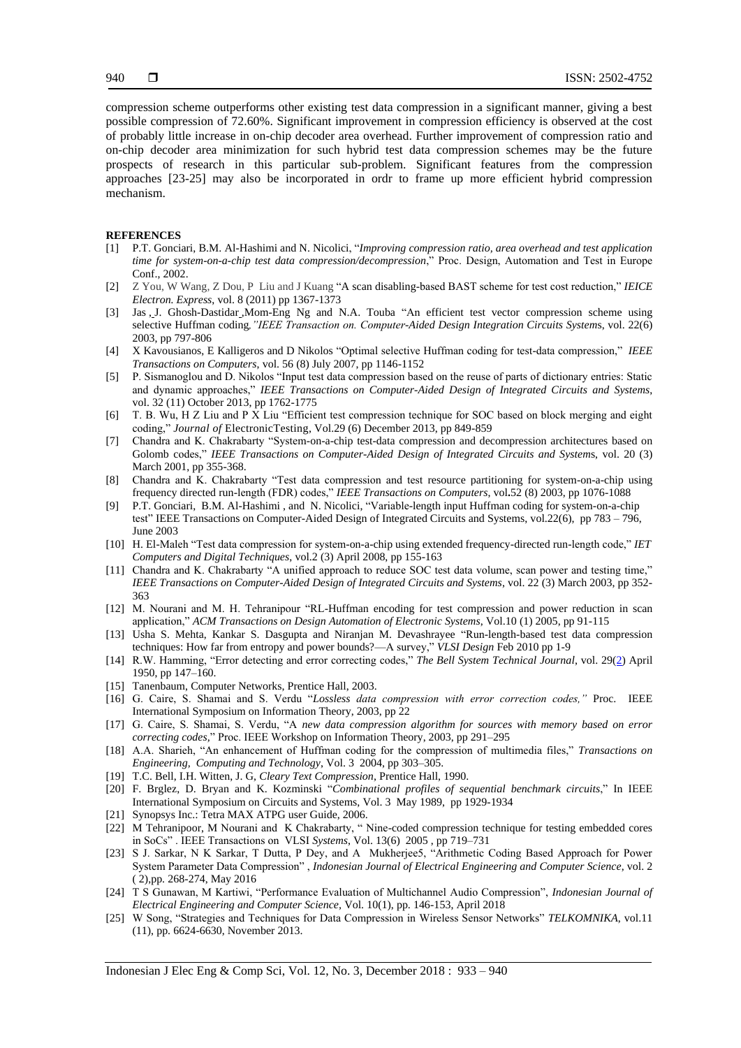compression scheme outperforms other existing test data compression in a significant manner, giving a best possible compression of 72.60%. Significant improvement in compression efficiency is observed at the cost of probably little increase in on-chip decoder area overhead. Further improvement of compression ratio and on-chip decoder area minimization for such hybrid test data compression schemes may be the future prospects of research in this particular sub-problem. Significant features from the compression approaches [23-25] may also be incorporated in ordr to frame up more efficient hybrid compression mechanism.

**REFERENCES**

[1] P.T. Gonciari, B.M. Al-Hashimi and N. Nicolici, "*Improving compression ratio, area overhead and test application time for system-on-a-chip test data compression/decompression*," Proc. Design, Automation and Test in Europe Conf., 2002.

[2] Z You, W Wang, Z Dou, P Liu and J Kuang "A scan disabling-based BAST scheme for test cost reduction," *IEICE Electron. Express*, vol. 8 (2011) pp 1367-1373

[3] Jas , J. Ghosh-Dastidar ,Mom-Eng Ng and N.A. Touba "An efficient test vector compression scheme using selective Huffman coding*,"IEEE Transaction on. Computer-Aided Design Integration Circuits System*s, vol. 22(6) 2003, pp 797-806

[4] X Kavousianos, E Kalligeros and D Nikolos "Optimal selective Huffman coding for test-data compression," *IEEE Transactions on Computers*, vol. 56 (8) July 2007, pp 1146-1152

[5] P. Sismanoglou and D. Nikolos "Input test data compression based on the reuse of parts of dictionary entries: Static and dynamic approaches," *IEEE Transactions on Computer-Aided Design of Integrated Circuits and Systems*, vol. 32 (11) October 2013, pp 1762-1775

[6] T. B. Wu, H Z Liu and P X Liu "Efficient test compression technique for SOC based on block merging and eight coding," *Journal of* ElectronicTesting, Vol.29 (6) December 2013, pp 849-859

[7] Chandra and K. Chakrabarty "System-on-a-chip test-data compression and decompression architectures based on Golomb codes," *IEEE Transactions on Computer-Aided Design of Integrated Circuits and System*s, vol. 20 (3) March 2001, pp 355-368.

[8] Chandra and K. Chakrabarty "Test data compression and test resource partitioning for system-on-a-chip using frequency directed run-length (FDR) codes," *IEEE Transactions on Computers*, vol**.**52 (8) 2003, pp 1076-1088

[9] P.T. Gonciari, B.M. Al-Hashimi , and N. Nicolici, "Variable-length input Huffman coding for system-on-a-chip test" IEEE Transactions on Computer-Aided Design of Integrated Circuits and Systems, vol.22(6), pp 783 – 796, June 2003

[10] H. El-Maleh "Test data compression for system-on-a-chip using extended frequency-directed run-length code," *IET Computers and Digital Techniques*, vol.2 (3) April 2008, pp 155-163

[11] Chandra and K. Chakrabarty "A unified approach to reduce SOC test data volume, scan power and testing time," *IEEE Transactions on Computer-Aided Design of Integrated Circuits and Systems*, vol. 22 (3) March 2003, pp 352-363

[12] M. Nourani and M. H. Tehranipour "RL-Huffman encoding for test compression and power reduction in scan application," *ACM Transactions on Design Automation of Electronic Systems*, Vol.10 (1) 2005, pp 91-115

[13] Usha S. Mehta, Kankar S. Dasgupta and Niranjan M. Devashrayee "Run-length-based test data compression techniques: How far from entropy and power bounds?—A survey," *VLSI Design* Feb 2010 pp 1-9

[14] R.W. Hamming, "Error detecting and error correcting codes," *The Bell System Technical Journal*, vol. 29(2) April 1950, pp 147–160.

[15] Tanenbaum, Computer Networks, Prentice Hall, 2003.

[16] G. Caire, S. Shamai and S. Verdu "*Lossless data compression with error correction codes,"* Proc. IEEE International Symposium on Information Theory, 2003, pp 22

[17] G. Caire, S. Shamai, S. Verdu, "A *new data compression algorithm for sources with memory based on error correcting codes*," Proc. IEEE Workshop on Information Theory, 2003, pp 291–295

[18] A.A. Sharieh, "An enhancement of Huffman coding for the compression of multimedia files," *Transactions on Engineering, Computing and Technology*, Vol. 3 2004, pp 303–305.

[19] T.C. Bell, I.H. Witten, J. G, *Cleary Text Compression*, Prentice Hall, 1990.

[20] F. Brglez, D. Bryan and K. Kozminski "*Combinational profiles of sequential benchmark circuits*," In IEEE International Symposium on Circuits and Systems, Vol. 3 May 1989, pp 1929-1934

[21] Synopsys Inc.: Tetra MAX ATPG user Guide, 2006.

[22] M Tehranipoor, M Nourani and K Chakrabarty, " Nine-coded compression technique for testing embedded cores in SoCs" . IEEE Transactions on VLSI *Systems*, Vol. 13(6) 2005 , pp 719–731

[23] S J. Sarkar, N K Sarkar, T Dutta, P Dey, and A Mukherjee5, "Arithmetic Coding Based Approach for Power System Parameter Data Compression" , *Indonesian Journal of Electrical Engineering and Computer Science*, vol. 2 ( 2),pp. 268-274, May 2016

[24] T S Gunawan, M Kartiwi, "Performance Evaluation of Multichannel Audio Compression", *Indonesian Journal of Electrical Engineering and Computer Science*, Vol. 10(1), pp. 146-153, April 2018

[25] W Song, "Strategies and Techniques for Data Compression in Wireless Sensor Networks" *TELKOMNIKA*, vol.11 (11), pp. 6624-6630, November 2013.